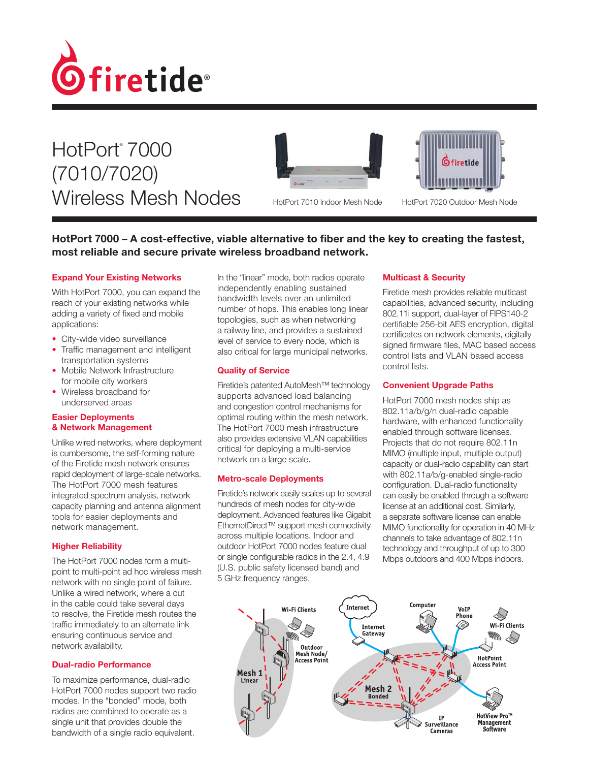# HotPort® 7000 (7010/7020) Wireless Mesh Nodes

HotPort 7010 Indoor Mesh Node

HotPort 7020 Outdoor Mesh Node

## HotPort 7000 – A cost-effective, viable alternative to fiber and the key to creating the fastest, most reliable and secure private wireless broadband network.

### Expand Your Existing Networks

With HotPort 7000, you can expand the reach of your existing networks while adding a variety of fixed and mobile applications:

- City-wide video surveillance
- Traffic management and intelligent transportation systems
- Mobile Network Infrastructure for mobile city workers
- Wireless broadband for underserved areas

### Easier Deployments & Network Management

Unlike wired networks, where deployment is cumbersome, the self-forming nature of the Firetide mesh network ensures rapid deployment of large-scale networks. The HotPort 7000 mesh features integrated spectrum analysis, network capacity planning and antenna alignment tools for easier deployments and network management.

### Higher Reliability

The HotPort 7000 nodes form a multi-point to multi-point ad hoc wireless mesh network with no single point of failure. Unlike a wired network, where a cut in the cable could take several days to resolve, the Firetide mesh routes the traffic immediately to an alternate link ensuring continuous service and network availability.

### Dual-radio Performance

To maximize performance, dual-radio HotPort 7000 nodes support two radio modes. In the "bonded" mode, both radios are combined to operate as a single unit that provides double the bandwidth of a single radio equivalent. In the "linear" mode, both radios operate independently enabling sustained bandwidth levels over an unlimited number of hops. This enables long linear topologies, such as when networking a railway line, and provides a sustained level of service to every node, which is also critical for large municipal networks.

### Quality of Service

Firetide's patented AutoMesh™ technology supports advanced load balancing and congestion control mechanisms for optimal routing within the mesh network. The HotPort 7000 mesh infrastructure also provides extensive VLAN capabilities critical for deploying a multi-service network on a large scale.

### Metro-scale Deployments

Firetide's network easily scales up to several hundreds of mesh nodes for city-wide deployment. Advanced features like Gigabit EthernetDirect™ support mesh connectivity across multiple locations. Indoor and outdoor HotPort 7000 nodes feature dual or single configurable radios in the 2.4, 4.9 (U.S. public safety licensed band) and 5 GHz frequency ranges.

### Multicast & Security

Firetide mesh provides reliable multicast capabilities, advanced security, including 802.11i support, dual-layer of FIPS140-2 certifiable 256-bit AES encryption, digital certificates on network elements, digitally signed firmware files, MAC based access control lists and VLAN based access control lists.

### Convenient Upgrade Paths

HotPort 7000 mesh nodes ship as 802.11a/b/g/n dual-radio capable hardware, with enhanced functionality enabled through software licenses. Projects that do not require 802.11n MIMO (multiple input, multiple output) capacity or dual-radio capability can start with 802.11a/b/g-enabled single-radio configuration. Dual-radio functionality can easily be enabled through a software license at an additional cost. Similarly, a separate software license can enable MIMO functionality for operation in 40 MHz channels to take advantage of 802.11n technology and throughput of up to 300 Mbps outdoors and 400 Mbps indoors.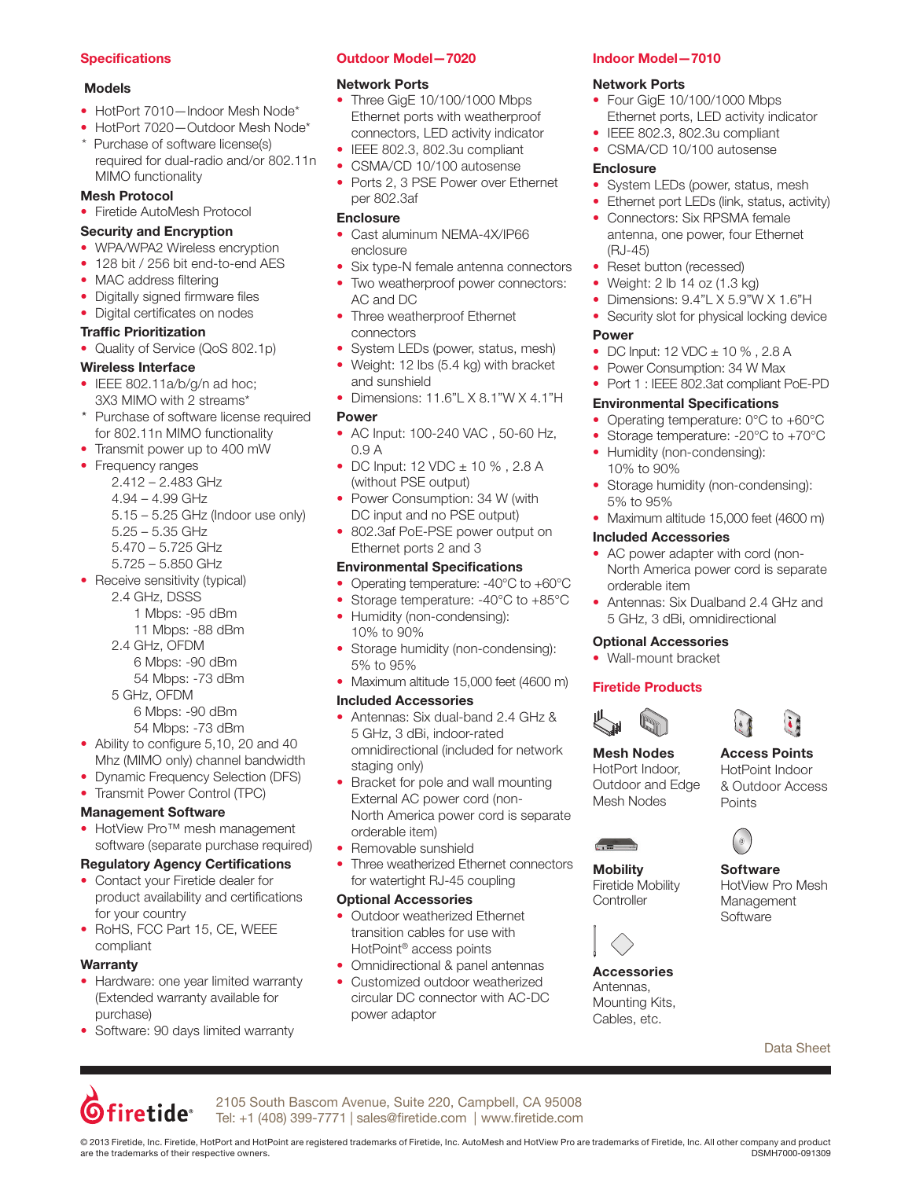## Specifications

### Models

- HotPort 7010—Indoor Mesh Node*
- HotPort 7020—Outdoor Mesh Node*
- \* Purchase of software license(s) required for dual-radio and/or 802.11n MIMO functionality

### Mesh Protocol

- Firetide AutoMesh Protocol

### Security and Encryption

- WPA/WPA2 Wireless encryption
- 128 bit / 256 bit end-to-end AES
- MAC address filtering
- Digitally signed firmware files
- Digital certificates on nodes

### Traffic Prioritization

- Quality of Service (QoS 802.1p)

### Wireless Interface

- IEEE 802.11a/b/g/n ad hoc; 3X3 MIMO with 2 streams*
- \* Purchase of software license required for 802.11n MIMO functionality
- Transmit power up to 400 mW
- Frequency ranges
  - 2.412 – 2.483 GHz
  - 4.94 – 4.99 GHz
  - 5.15 – 5.25 GHz (Indoor use only)
  - 5.25 – 5.35 GHz
  - 5.470 – 5.725 GHz
  - 5.725 – 5.850 GHz
- Receive sensitivity (typical)
  - 2.4 GHz, DSSS
    - 1 Mbps: -95 dBm
    - 11 Mbps: -88 dBm
  - 2.4 GHz, OFDM
    - 6 Mbps: -90 dBm
    - 54 Mbps: -73 dBm
  - 5 GHz, OFDM
    - 6 Mbps: -90 dBm
    - 54 Mbps: -73 dBm
- Ability to configure 5,10, 20 and 40 Mhz (MIMO only) channel bandwidth
- Dynamic Frequency Selection (DFS)
- Transmit Power Control (TPC)

### Management Software

- HotView Pro™ mesh management software (separate purchase required)

### Regulatory Agency Certifications

- Contact your Firetide dealer for product availability and certifications for your country
- RoHS, FCC Part 15, CE, WEEE compliant

### Warranty

- Hardware: one year limited warranty (Extended warranty available for purchase)
- Software: 90 days limited warranty

## Outdoor Model—7020

### Network Ports

- Three GigE 10/100/1000 Mbps Ethernet ports with weatherproof connectors, LED activity indicator
- IEEE 802.3, 802.3u compliant
- CSMA/CD 10/100 autosense
- Ports 2, 3 PSE Power over Ethernet per 802.3af

### Enclosure

- Cast aluminum NEMA-4X/IP66 enclosure
- Six type-N female antenna connectors
- Two weatherproof power connectors: AC and DC
- Three weatherproof Ethernet connectors
- System LEDs (power, status, mesh)
- Weight: 12 lbs (5.4 kg) with bracket and sunshield
- Dimensions: 11.6"L X 8.1"W X 4.1"H

### Power

- AC Input: 100-240 VAC , 50-60 Hz, 0.9 A
- DC Input: 12 VDC ± 10 % , 2.8 A (without PSE output)
- Power Consumption: 34 W (with DC input and no PSE output)
- 802.3af PoE-PSE power output on Ethernet ports 2 and 3

### Environmental Specifications

- Operating temperature: -40°C to +60°C
- Storage temperature: -40°C to +85°C
- Humidity (non-condensing): 10% to 90%
- Storage humidity (non-condensing): 5% to 95%
- Maximum altitude 15,000 feet (4600 m)

### Included Accessories

- Antennas: Six dual-band 2.4 GHz & 5 GHz, 3 dBi, indoor-rated omnidirectional (included for network staging only)
- Bracket for pole and wall mounting External AC power cord (non-North America power cord is separate orderable item)
- Removable sunshield
- Three weatherized Ethernet connectors for watertight RJ-45 coupling

### Optional Accessories

- Outdoor weatherized Ethernet transition cables for use with HotPoint® access points
- Omnidirectional & panel antennas
- Customized outdoor weatherized circular DC connector with AC-DC power adaptor

## Indoor Model—7010

### Network Ports

- Four GigE 10/100/1000 Mbps Ethernet ports, LED activity indicator
- IEEE 802.3, 802.3u compliant
- CSMA/CD 10/100 autosense

### Enclosure

- System LEDs (power, status, mesh
- Ethernet port LEDs (link, status, activity)
- Connectors: Six RPSMA female antenna, one power, four Ethernet (RJ-45)
- Reset button (recessed)
- Weight: 2 lb 14 oz (1.3 kg)
- Dimensions: 9.4"L X 5.9"W X 1.6"H
- Security slot for physical locking device

### Power

- DC Input: 12 VDC ± 10 % , 2.8 A
- Power Consumption: 34 W Max
- Port 1 : IEEE 802.3at compliant PoE-PD

### Environmental Specifications

- Operating temperature: 0°C to +60°C
- Storage temperature: -20°C to +70°C
- Humidity (non-condensing): 10% to 90%
- Storage humidity (non-condensing): 5% to 95%
- Maximum altitude 15,000 feet (4600 m)

### Included Accessories

- AC power adapter with cord (non-North America power cord is separate orderable item
- Antennas: Six Dualband 2.4 GHz and 5 GHz, 3 dBi, omnidirectional

### Optional Accessories

- Wall-mount bracket

## Firetide Products

**Mesh Nodes**
HotPort Indoor, Outdoor and Edge Mesh Nodes

**Access Points**
HotPoint Indoor & Outdoor Access Points

**Mobility**
Firetide Mobility Controller

**Software**
HotView Pro Mesh Management Software

**Accessories**
Antennas, Mounting Kits, Cables, etc.

Data Sheet

firetide

2105 South Bascom Avenue, Suite 220, Campbell, CA 95008
Tel: +1 (408) 399-7771 | sales@firetide.com | www.firetide.com

© 2013 Firetide, Inc. Firetide, HotPort and HotPoint are registered trademarks of Firetide, Inc. AutoMesh and HotView Pro are trademarks of Firetide, Inc. All other company and product are the trademarks of their respective owners.
DSMH7000-091309